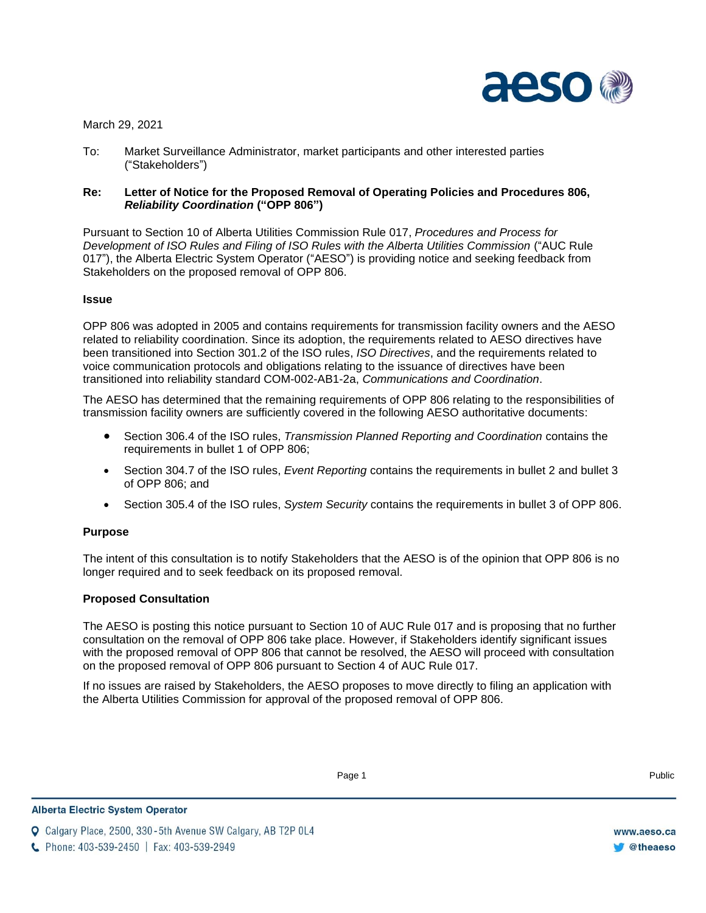March 29, 2021

To: Market Surveillance Administrator, market participants and other interested parties (“Stakeholders”)

**Re: Letter of Notice for the Proposed Removal of Operating Policies and Procedures 806, *Reliability Coordination* (“OPP 806”)**

Pursuant to Section 10 of Alberta Utilities Commission Rule 017, *Procedures and Process for Development of ISO Rules and Filing of ISO Rules with the Alberta Utilities Commission* (“AUC Rule 017”), the Alberta Electric System Operator (“AESO”) is providing notice and seeking feedback from Stakeholders on the proposed removal of OPP 806.

**Issue**

OPP 806 was adopted in 2005 and contains requirements for transmission facility owners and the AESO related to reliability coordination. Since its adoption, the requirements related to AESO directives have been transitioned into Section 301.2 of the ISO rules, *ISO Directives*, and the requirements related to voice communication protocols and obligations relating to the issuance of directives have been transitioned into reliability standard COM-002-AB1-2a, *Communications and Coordination*.

The AESO has determined that the remaining requirements of OPP 806 relating to the responsibilities of transmission facility owners are sufficiently covered in the following AESO authoritative documents:

- Section 306.4 of the ISO rules, *Transmission Planned Reporting and Coordination* contains the requirements in bullet 1 of OPP 806;
- Section 304.7 of the ISO rules, *Event Reporting* contains the requirements in bullet 2 and bullet 3 of OPP 806; and
- Section 305.4 of the ISO rules, *System Security* contains the requirements in bullet 3 of OPP 806.

**Purpose**

The intent of this consultation is to notify Stakeholders that the AESO is of the opinion that OPP 806 is no longer required and to seek feedback on its proposed removal.

**Proposed Consultation**

The AESO is posting this notice pursuant to Section 10 of AUC Rule 017 and is proposing that no further consultation on the removal of OPP 806 take place. However, if Stakeholders identify significant issues with the proposed removal of OPP 806 that cannot be resolved, the AESO will proceed with consultation on the proposed removal of OPP 806 pursuant to Section 4 of AUC Rule 017.

If no issues are raised by Stakeholders, the AESO proposes to move directly to filing an application with the Alberta Utilities Commission for approval of the proposed removal of OPP 806.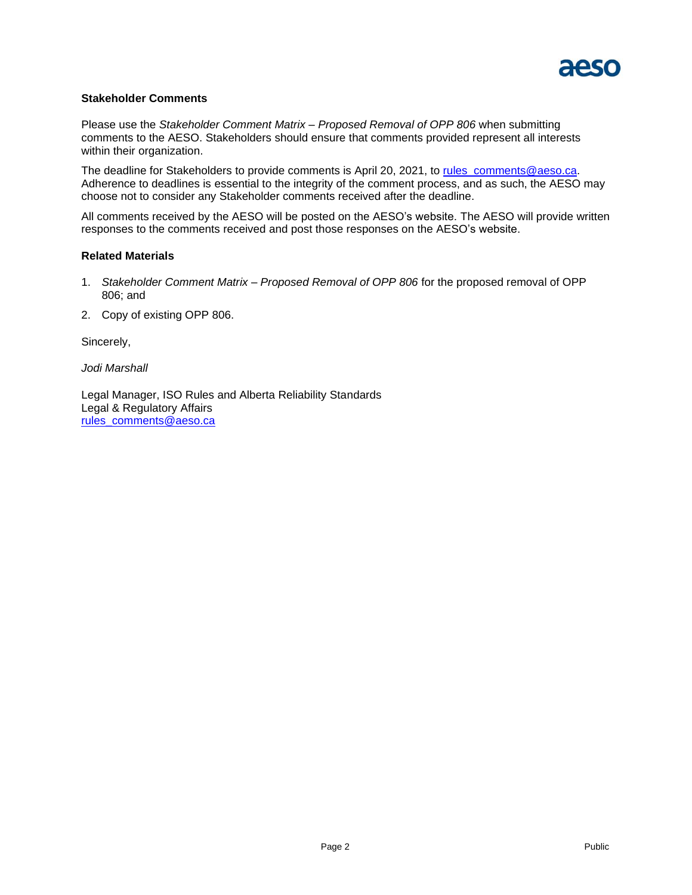**Stakeholder Comments**

Please use the *Stakeholder Comment Matrix – Proposed Removal of OPP 806* when submitting comments to the AESO. Stakeholders should ensure that comments provided represent all interests within their organization.

The deadline for Stakeholders to provide comments is April 20, 2021, to rules_comments@aeso.ca. Adherence to deadlines is essential to the integrity of the comment process, and as such, the AESO may choose not to consider any Stakeholder comments received after the deadline.

All comments received by the AESO will be posted on the AESO's website. The AESO will provide written responses to the comments received and post those responses on the AESO's website.

**Related Materials**

1. *Stakeholder Comment Matrix – Proposed Removal of OPP 806* for the proposed removal of OPP 806; and
2. Copy of existing OPP 806.

Sincerely,

*Jodi Marshall*

Legal Manager, ISO Rules and Alberta Reliability Standards
Legal & Regulatory Affairs
rules_comments@aeso.ca